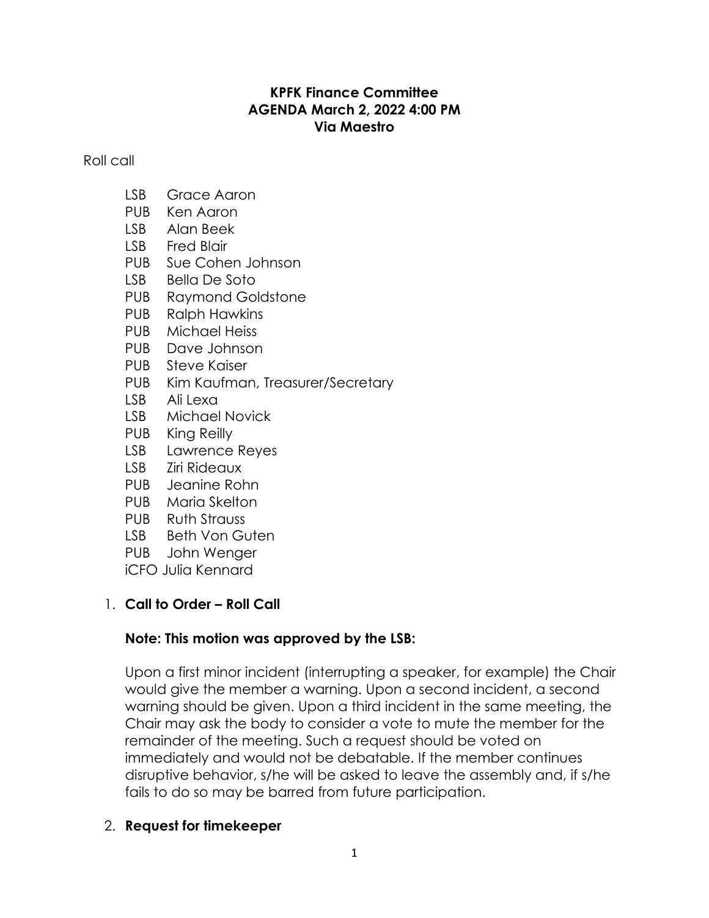**KPFK Finance Committee**
**AGENDA March 2, 2022 4:00 PM**
**Via Maestro**

Roll call

- LSB Grace Aaron
- PUB Ken Aaron
- LSB Alan Beek
- LSB Fred Blair
- PUB Sue Cohen Johnson
- LSB Bella De Soto
- PUB Raymond Goldstone
- PUB Ralph Hawkins
- PUB Michael Heiss
- PUB Dave Johnson
- PUB Steve Kaiser
- PUB Kim Kaufman, Treasurer/Secretary
- LSB Ali Lexa
- LSB Michael Novick
- PUB King Reilly
- LSB Lawrence Reyes
- LSB Ziri Rideaux
- PUB Jeanine Rohn
- PUB Maria Skelton
- PUB Ruth Strauss
- LSB Beth Von Guten
- PUB John Wenger
- iCFO Julia Kennard

1. **Call to Order – Roll Call**

   **Note: This motion was approved by the LSB:**

   Upon a first minor incident (interrupting a speaker, for example) the Chair would give the member a warning. Upon a second incident, a second warning should be given. Upon a third incident in the same meeting, the Chair may ask the body to consider a vote to mute the member for the remainder of the meeting. Such a request should be voted on immediately and would not be debatable. If the member continues disruptive behavior, s/he will be asked to leave the assembly and, if s/he fails to do so may be barred from future participation.

2. **Request for timekeeper**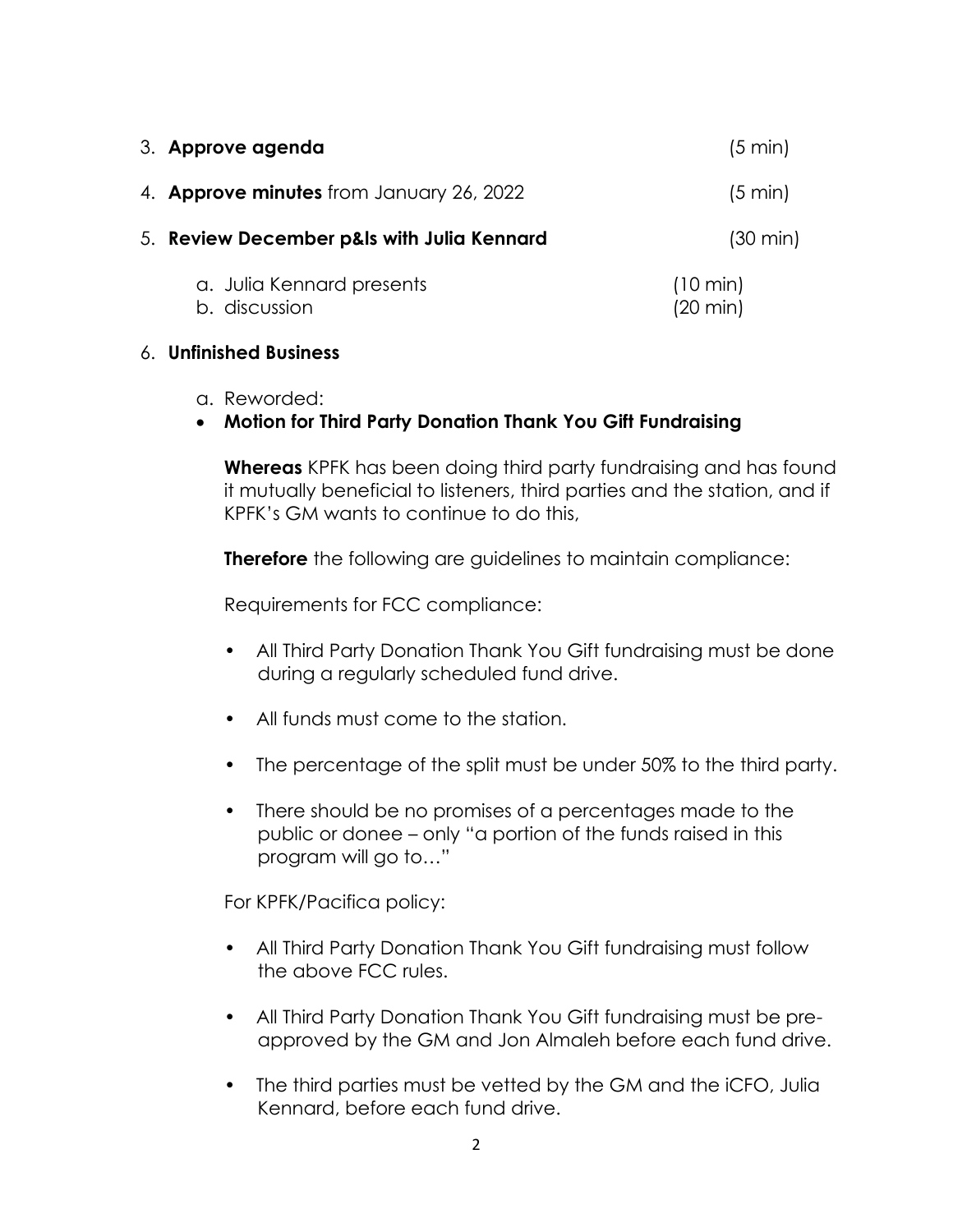3. **Approve agenda** (5 min)

4. **Approve minutes** from January 26, 2022 (5 min)

5. **Review December p&ls with Julia Kennard** (30 min)

   a. Julia Kennard presents (10 min)
   b. discussion (20 min)

6. **Unfinished Business**

   a. Reworded:

   - **Motion for Third Party Donation Thank You Gift Fundraising**

     **Whereas** KPFK has been doing third party fundraising and has found it mutually beneficial to listeners, third parties and the station, and if KPFK's GM wants to continue to do this,

     **Therefore** the following are guidelines to maintain compliance:

     Requirements for FCC compliance:

     - All Third Party Donation Thank You Gift fundraising must be done during a regularly scheduled fund drive.
     - All funds must come to the station.
     - The percentage of the split must be under 50% to the third party.
     - There should be no promises of a percentages made to the public or donee – only "a portion of the funds raised in this program will go to…"

     For KPFK/Pacifica policy:

     - All Third Party Donation Thank You Gift fundraising must follow the above FCC rules.
     - All Third Party Donation Thank You Gift fundraising must be pre-approved by the GM and Jon Almaleh before each fund drive.
     - The third parties must be vetted by the GM and the iCFO, Julia Kennard, before each fund drive.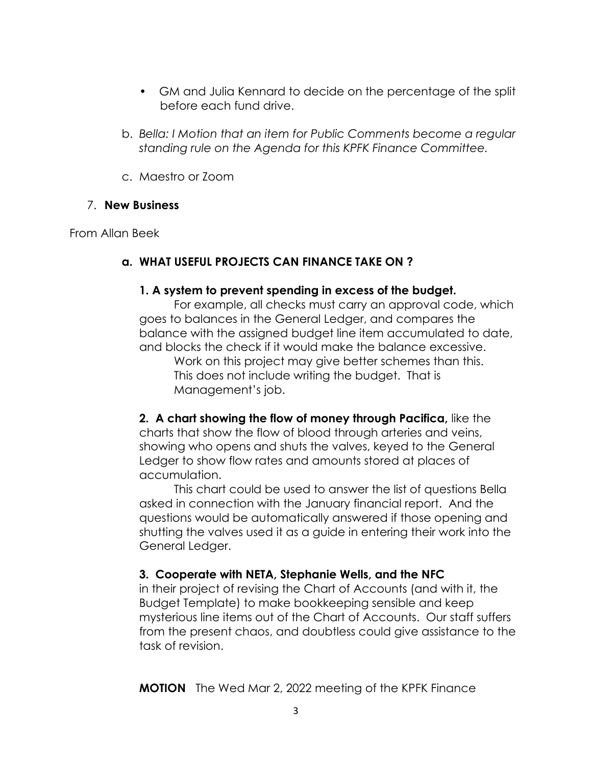- GM and Julia Kennard to decide on the percentage of the split before each fund drive.

b. *Bella: I Motion that an item for Public Comments become a regular standing rule on the Agenda for this KPFK Finance Committee.*

c. Maestro or Zoom

7. **New Business**

From Allan Beek

**a. WHAT USEFUL PROJECTS CAN FINANCE TAKE ON ?**

**1. A system to prevent spending in excess of the budget.**

For example, all checks must carry an approval code, which goes to balances in the General Ledger, and compares the balance with the assigned budget line item accumulated to date, and blocks the check if it would make the balance excessive.

Work on this project may give better schemes than this. This does not include writing the budget. That is Management's job.

**2. A chart showing the flow of money through Pacifica,** like the charts that show the flow of blood through arteries and veins, showing who opens and shuts the valves, keyed to the General Ledger to show flow rates and amounts stored at places of accumulation.

This chart could be used to answer the list of questions Bella asked in connection with the January financial report. And the questions would be automatically answered if those opening and shutting the valves used it as a guide in entering their work into the General Ledger.

**3. Cooperate with NETA, Stephanie Wells, and the NFC** in their project of revising the Chart of Accounts (and with it, the Budget Template) to make bookkeeping sensible and keep mysterious line items out of the Chart of Accounts. Our staff suffers from the present chaos, and doubtless could give assistance to the task of revision.

**MOTION** The Wed Mar 2, 2022 meeting of the KPFK Finance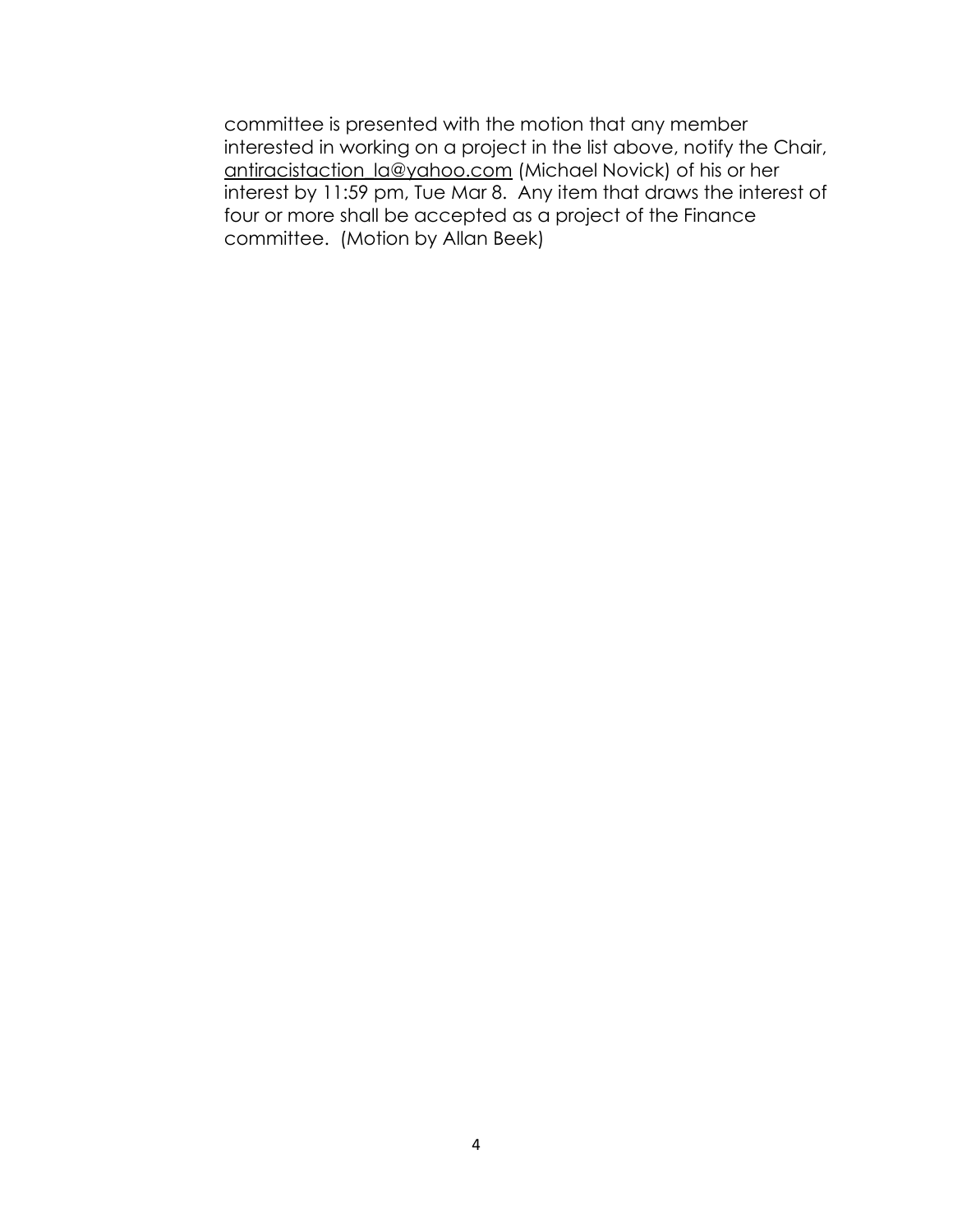committee is presented with the motion that any member interested in working on a project in the list above, notify the Chair, antiracistaction_la@yahoo.com (Michael Novick) of his or her interest by 11:59 pm, Tue Mar 8. Any item that draws the interest of four or more shall be accepted as a project of the Finance committee. (Motion by Allan Beek)